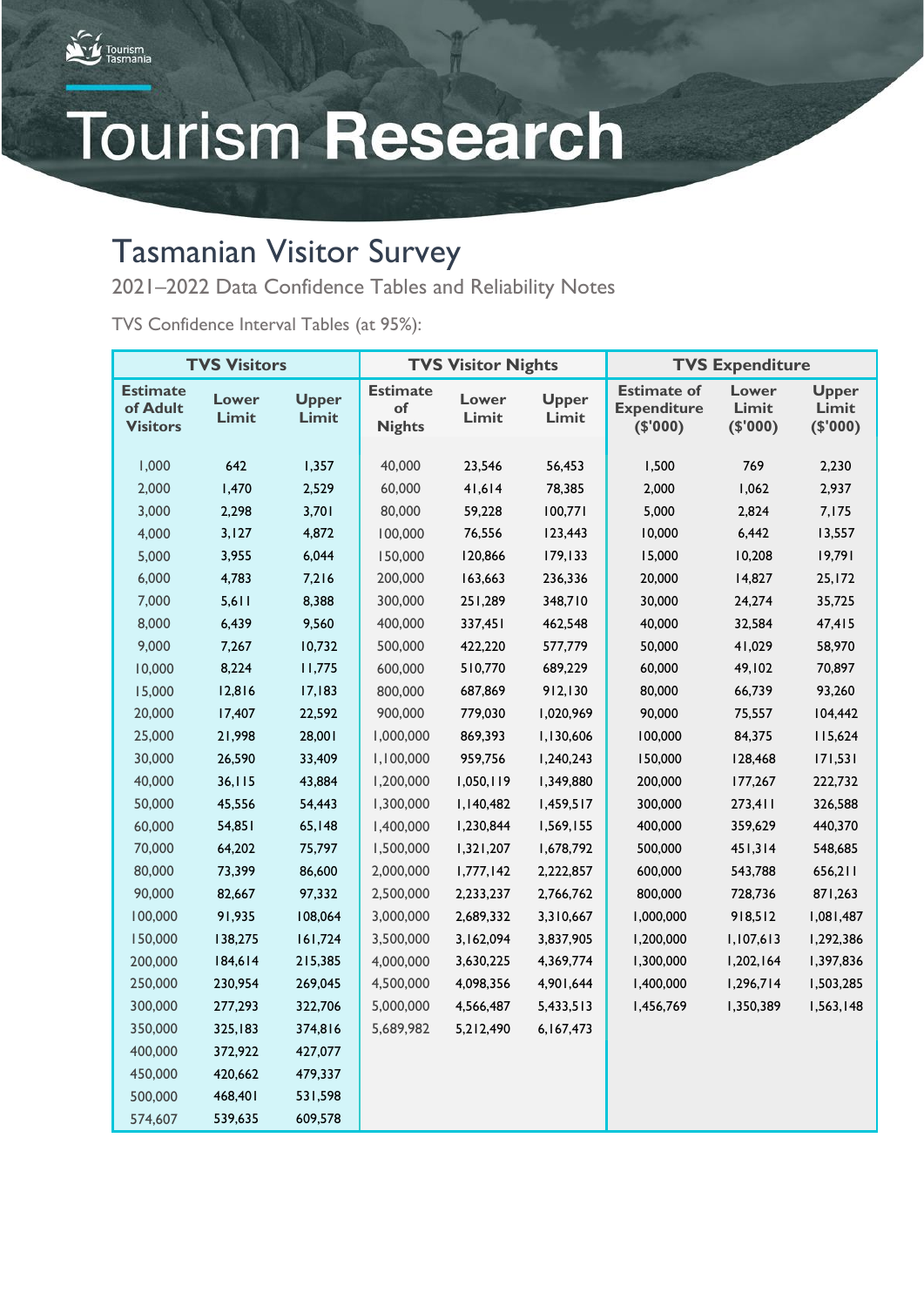# Tourism Research

## Tasmanian Visitor Survey

2021–2022 Data Confidence Tables and Reliability Notes

TVS Confidence Interval Tables (at 95%):

| TVS Visitors | | | TVS Visitor Nights | | | TVS Expenditure | | |
|---|---|---|---|---|---|---|---|---|
| Estimate of Adult Visitors | Lower Limit | Upper Limit | Estimate of Nights | Lower Limit | Upper Limit | Estimate of Expenditure ($'000) | Lower Limit ($'000) | Upper Limit ($'000) |
| 1,000 | 642 | 1,357 | 40,000 | 23,546 | 56,453 | 1,500 | 769 | 2,230 |
| 2,000 | 1,470 | 2,529 | 60,000 | 41,614 | 78,385 | 2,000 | 1,062 | 2,937 |
| 3,000 | 2,298 | 3,701 | 80,000 | 59,228 | 100,771 | 5,000 | 2,824 | 7,175 |
| 4,000 | 3,127 | 4,872 | 100,000 | 76,556 | 123,443 | 10,000 | 6,442 | 13,557 |
| 5,000 | 3,955 | 6,044 | 150,000 | 120,866 | 179,133 | 15,000 | 10,208 | 19,791 |
| 6,000 | 4,783 | 7,216 | 200,000 | 163,663 | 236,336 | 20,000 | 14,827 | 25,172 |
| 7,000 | 5,611 | 8,388 | 300,000 | 251,289 | 348,710 | 30,000 | 24,274 | 35,725 |
| 8,000 | 6,439 | 9,560 | 400,000 | 337,451 | 462,548 | 40,000 | 32,584 | 47,415 |
| 9,000 | 7,267 | 10,732 | 500,000 | 422,220 | 577,779 | 50,000 | 41,029 | 58,970 |
| 10,000 | 8,224 | 11,775 | 600,000 | 510,770 | 689,229 | 60,000 | 49,102 | 70,897 |
| 15,000 | 12,816 | 17,183 | 800,000 | 687,869 | 912,130 | 80,000 | 66,739 | 93,260 |
| 20,000 | 17,407 | 22,592 | 900,000 | 779,030 | 1,020,969 | 90,000 | 75,557 | 104,442 |
| 25,000 | 21,998 | 28,001 | 1,000,000 | 869,393 | 1,130,606 | 100,000 | 84,375 | 115,624 |
| 30,000 | 26,590 | 33,409 | 1,100,000 | 959,756 | 1,240,243 | 150,000 | 128,468 | 171,531 |
| 40,000 | 36,115 | 43,884 | 1,200,000 | 1,050,119 | 1,349,880 | 200,000 | 177,267 | 222,732 |
| 50,000 | 45,556 | 54,443 | 1,300,000 | 1,140,482 | 1,459,517 | 300,000 | 273,411 | 326,588 |
| 60,000 | 54,851 | 65,148 | 1,400,000 | 1,230,844 | 1,569,155 | 400,000 | 359,629 | 440,370 |
| 70,000 | 64,202 | 75,797 | 1,500,000 | 1,321,207 | 1,678,792 | 500,000 | 451,314 | 548,685 |
| 80,000 | 73,399 | 86,600 | 2,000,000 | 1,777,142 | 2,222,857 | 600,000 | 543,788 | 656,211 |
| 90,000 | 82,667 | 97,332 | 2,500,000 | 2,233,237 | 2,766,762 | 800,000 | 728,736 | 871,263 |
| 100,000 | 91,935 | 108,064 | 3,000,000 | 2,689,332 | 3,310,667 | 1,000,000 | 918,512 | 1,081,487 |
| 150,000 | 138,275 | 161,724 | 3,500,000 | 3,162,094 | 3,837,905 | 1,200,000 | 1,107,613 | 1,292,386 |
| 200,000 | 184,614 | 215,385 | 4,000,000 | 3,630,225 | 4,369,774 | 1,300,000 | 1,202,164 | 1,397,836 |
| 250,000 | 230,954 | 269,045 | 4,500,000 | 4,098,356 | 4,901,644 | 1,400,000 | 1,296,714 | 1,503,285 |
| 300,000 | 277,293 | 322,706 | 5,000,000 | 4,566,487 | 5,433,513 | 1,456,769 | 1,350,389 | 1,563,148 |
| 350,000 | 325,183 | 374,816 | 5,689,982 | 5,212,490 | 6,167,473 | | | |
| 400,000 | 372,922 | 427,077 | | | | | | |
| 450,000 | 420,662 | 479,337 | | | | | | |
| 500,000 | 468,401 | 531,598 | | | | | | |
| 574,607 | 539,635 | 609,578 | | | | | | |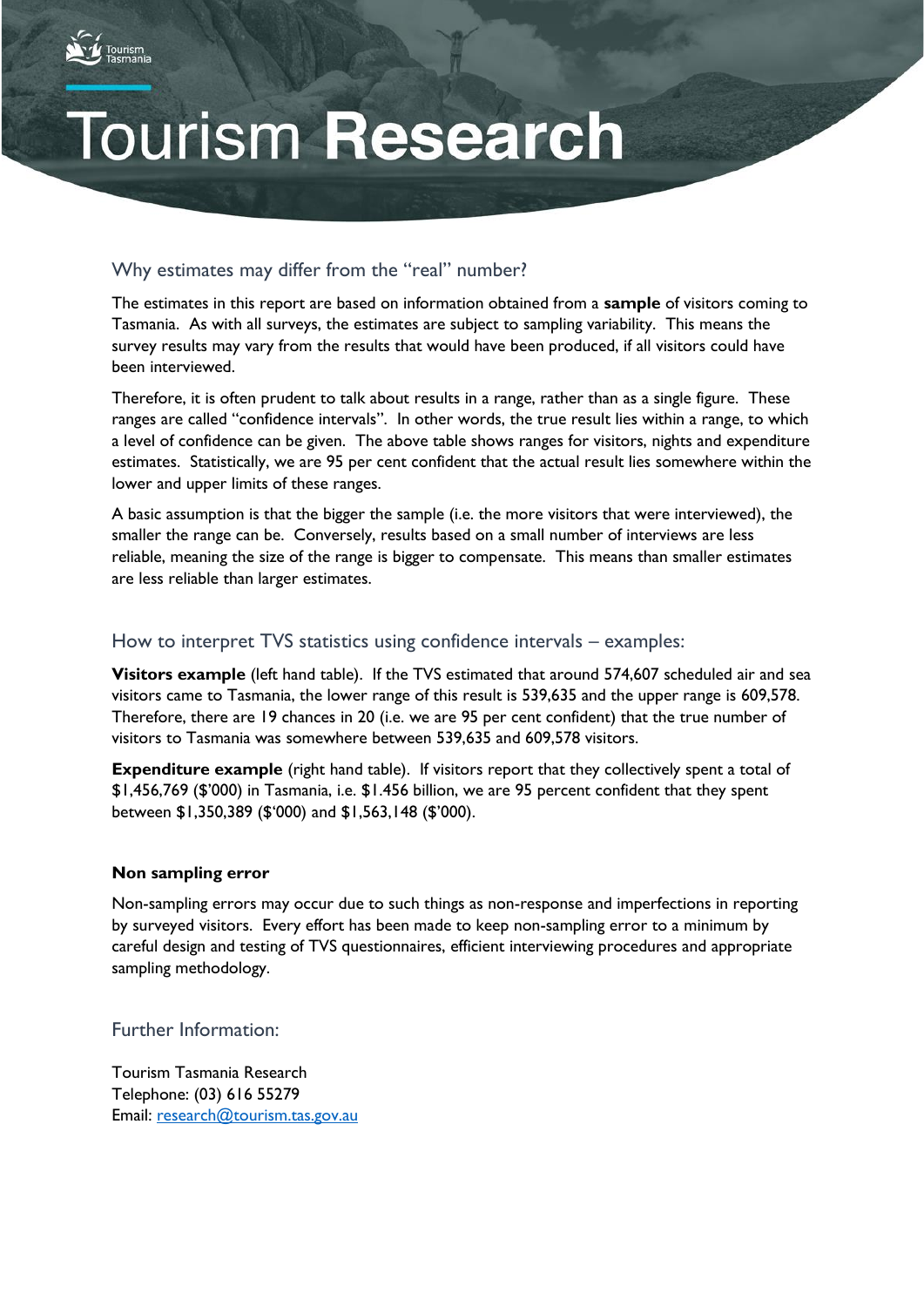# Tourism Research

## Why estimates may differ from the "real" number?

The estimates in this report are based on information obtained from a **sample** of visitors coming to Tasmania. As with all surveys, the estimates are subject to sampling variability. This means the survey results may vary from the results that would have been produced, if all visitors could have been interviewed.

Therefore, it is often prudent to talk about results in a range, rather than as a single figure. These ranges are called "confidence intervals". In other words, the true result lies within a range, to which a level of confidence can be given. The above table shows ranges for visitors, nights and expenditure estimates. Statistically, we are 95 per cent confident that the actual result lies somewhere within the lower and upper limits of these ranges.

A basic assumption is that the bigger the sample (i.e. the more visitors that were interviewed), the smaller the range can be. Conversely, results based on a small number of interviews are less reliable, meaning the size of the range is bigger to compensate. This means than smaller estimates are less reliable than larger estimates.

## How to interpret TVS statistics using confidence intervals – examples:

**Visitors example** (left hand table). If the TVS estimated that around 574,607 scheduled air and sea visitors came to Tasmania, the lower range of this result is 539,635 and the upper range is 609,578. Therefore, there are 19 chances in 20 (i.e. we are 95 per cent confident) that the true number of visitors to Tasmania was somewhere between 539,635 and 609,578 visitors.

**Expenditure example** (right hand table). If visitors report that they collectively spent a total of $1,456,769 ($'000) in Tasmania, i.e. $1.456 billion, we are 95 percent confident that they spent between $1,350,389 ($'000) and $1,563,148 ($'000).

**Non sampling error**

Non-sampling errors may occur due to such things as non-response and imperfections in reporting by surveyed visitors. Every effort has been made to keep non-sampling error to a minimum by careful design and testing of TVS questionnaires, efficient interviewing procedures and appropriate sampling methodology.

## Further Information:

Tourism Tasmania Research
Telephone: (03) 616 55279
Email: research@tourism.tas.gov.au